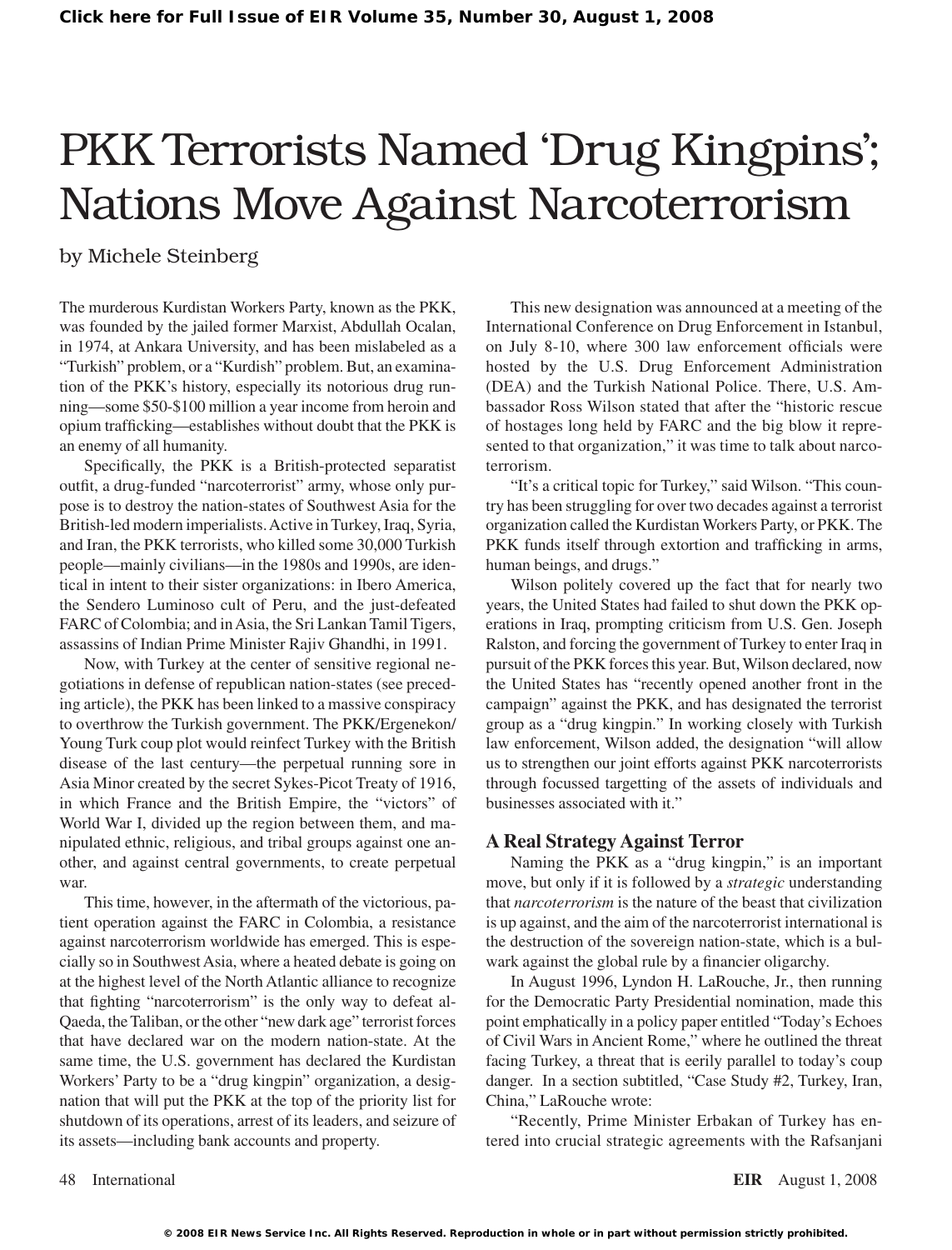# PKK Terrorists Named 'Drug Kingpins'; Nations Move Against Narcoterrorism

by Michele Steinberg

The murderous Kurdistan Workers Party, known as the PKK, was founded by the jailed former Marxist, Abdullah Ocalan, in 1974, at Ankara University, and has been mislabeled as a "Turkish" problem, or a "Kurdish" problem. But, an examination of the PKK's history, especially its notorious drug running—some $50-$100 million a year income from heroin and opium trafficking—establishes without doubt that the PKK is an enemy of all humanity.

Specifically, the PKK is a British-protected separatist outfit, a drug-funded "narcoterrorist" army, whose only purpose is to destroy the nation-states of Southwest Asia for the British-led modern imperialists. Active in Turkey, Iraq, Syria, and Iran, the PKK terrorists, who killed some 30,000 Turkish people—mainly civilians—in the 1980s and 1990s, are identical in intent to their sister organizations: in Ibero America, the Sendero Luminoso cult of Peru, and the just-defeated FARC of Colombia; and in Asia, the Sri Lankan Tamil Tigers, assassins of Indian Prime Minister Rajiv Ghandhi, in 1991.

Now, with Turkey at the center of sensitive regional negotiations in defense of republican nation-states (see preceding article), the PKK has been linked to a massive conspiracy to overthrow the Turkish government. The PKK/Ergenekon/Young Turk coup plot would reinfect Turkey with the British disease of the last century—the perpetual running sore in Asia Minor created by the secret Sykes-Picot Treaty of 1916, in which France and the British Empire, the "victors" of World War I, divided up the region between them, and manipulated ethnic, religious, and tribal groups against one another, and against central governments, to create perpetual war.

This time, however, in the aftermath of the victorious, patient operation against the FARC in Colombia, a resistance against narcoterrorism worldwide has emerged. This is especially so in Southwest Asia, where a heated debate is going on at the highest level of the North Atlantic alliance to recognize that fighting "narcoterrorism" is the only way to defeat al-Qaeda, the Taliban, or the other "new dark age" terrorist forces that have declared war on the modern nation-state. At the same time, the U.S. government has declared the Kurdistan Workers' Party to be a "drug kingpin" organization, a designation that will put the PKK at the top of the priority list for shutdown of its operations, arrest of its leaders, and seizure of its assets—including bank accounts and property.

This new designation was announced at a meeting of the International Conference on Drug Enforcement in Istanbul, on July 8-10, where 300 law enforcement officials were hosted by the U.S. Drug Enforcement Administration (DEA) and the Turkish National Police. There, U.S. Ambassador Ross Wilson stated that after the "historic rescue of hostages long held by FARC and the big blow it represented to that organization," it was time to talk about narcoterrorism.

"It's a critical topic for Turkey," said Wilson. "This country has been struggling for over two decades against a terrorist organization called the Kurdistan Workers Party, or PKK. The PKK funds itself through extortion and trafficking in arms, human beings, and drugs."

Wilson politely covered up the fact that for nearly two years, the United States had failed to shut down the PKK operations in Iraq, prompting criticism from U.S. Gen. Joseph Ralston, and forcing the government of Turkey to enter Iraq in pursuit of the PKK forces this year. But, Wilson declared, now the United States has "recently opened another front in the campaign" against the PKK, and has designated the terrorist group as a "drug kingpin." In working closely with Turkish law enforcement, Wilson added, the designation "will allow us to strengthen our joint efforts against PKK narcoterrorists through focussed targetting of the assets of individuals and businesses associated with it."

## A Real Strategy Against Terror

Naming the PKK as a "drug kingpin," is an important move, but only if it is followed by a *strategic* understanding that *narcoterrorism* is the nature of the beast that civilization is up against, and the aim of the narcoterrorist international is the destruction of the sovereign nation-state, which is a bulwark against the global rule by a financier oligarchy.

In August 1996, Lyndon H. LaRouche, Jr., then running for the Democratic Party Presidential nomination, made this point emphatically in a policy paper entitled "Today's Echoes of Civil Wars in Ancient Rome," where he outlined the threat facing Turkey, a threat that is eerily parallel to today's coup danger. In a section subtitled, "Case Study #2, Turkey, Iran, China," LaRouche wrote:

"Recently, Prime Minister Erbakan of Turkey has entered into crucial strategic agreements with the Rafsanjani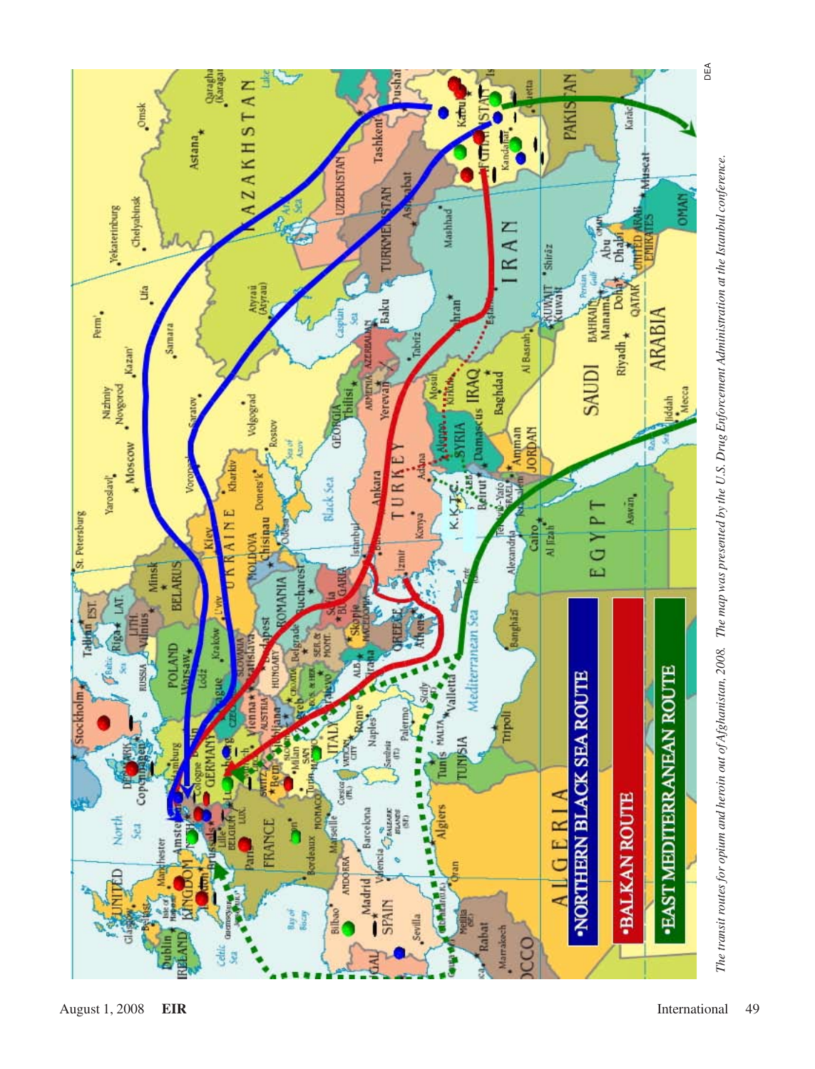DEA

*The transit routes for opium and heroin out of Afghanistan, 2008. The map was presented by the U.S. Drug Enforcement Administration at the Istanbul conference.*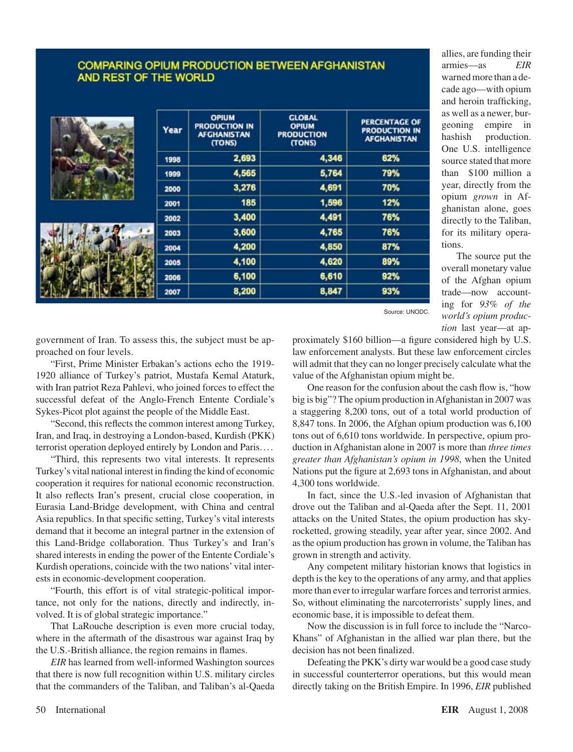## COMPARING OPIUM PRODUCTION BETWEEN AFGHANISTAN AND REST OF THE WORLD

| Year | OPIUM PRODUCTION IN AFGHANISTAN (TONS) | GLOBAL OPIUM PRODUCTION (TONS) | PERCENTAGE OF PRODUCTION IN AFGHANISTAN |
|---|---|---|---|
| 1998 | 2,693 | 4,346 | 62% |
| 1999 | 4,565 | 5,764 | 79% |
| 2000 | 3,276 | 4,691 | 70% |
| 2001 | 185 | 1,596 | 12% |
| 2002 | 3,400 | 4,491 | 76% |
| 2003 | 3,600 | 4,765 | 76% |
| 2004 | 4,200 | 4,850 | 87% |
| 2005 | 4,100 | 4,620 | 89% |
| 2006 | 6,100 | 6,610 | 92% |
| 2007 | 8,200 | 8,847 | 93% |

Source: UNODC.

government of Iran. To assess this, the subject must be approached on four levels.

"First, Prime Minister Erbakan's actions echo the 1919-1920 alliance of Turkey's patriot, Mustafa Kemal Ataturk, with Iran patriot Reza Pahlevi, who joined forces to effect the successful defeat of the Anglo-French Entente Cordiale's Sykes-Picot plot against the people of the Middle East.

"Second, this reflects the common interest among Turkey, Iran, and Iraq, in destroying a London-based, Kurdish (PKK) terrorist operation deployed entirely by London and Paris....

"Third, this represents two vital interests. It represents Turkey's vital national interest in finding the kind of economic cooperation it requires for national economic reconstruction. It also reflects Iran's present, crucial close cooperation, in Eurasia Land-Bridge development, with China and central Asia republics. In that specific setting, Turkey's vital interests demand that it become an integral partner in the extension of this Land-Bridge collaboration. Thus Turkey's and Iran's shared interests in ending the power of the Entente Cordiale's Kurdish operations, coincide with the two nations' vital interests in economic-development cooperation.

"Fourth, this effort is of vital strategic-political importance, not only for the nations, directly and indirectly, involved. It is of global strategic importance."

That LaRouche description is even more crucial today, where in the aftermath of the disastrous war against Iraq by the U.S.-British alliance, the region remains in flames.

*EIR* has learned from well-informed Washington sources that there is now full recognition within U.S. military circles that the commanders of the Taliban, and Taliban's al-Qaeda allies, are funding their armies—as *EIR* warned more than a decade ago—with opium and heroin trafficking, as well as a newer, burgeoning empire in hashish production. One U.S. intelligence source stated that more than $100 million a year, directly from the opium *grown* in Afghanistan alone, goes directly to the Taliban, for its military operations.

The source put the overall monetary value of the Afghan opium trade—now accounting for *93% of the world's opium production* last year—at approximately $160 billion—a figure considered high by U.S. law enforcement analysts. But these law enforcement circles will admit that they can no longer precisely calculate what the value of the Afghanistan opium might be.

One reason for the confusion about the cash flow is, "how big is big"? The opium production in Afghanistan in 2007 was a staggering 8,200 tons, out of a total world production of 8,847 tons. In 2006, the Afghan opium production was 6,100 tons out of 6,610 tons worldwide. In perspective, opium production in Afghanistan alone in 2007 is more than *three times greater than Afghanistan's opium in 1998*, when the United Nations put the figure at 2,693 tons in Afghanistan, and about 4,300 tons worldwide.

In fact, since the U.S.-led invasion of Afghanistan that drove out the Taliban and al-Qaeda after the Sept. 11, 2001 attacks on the United States, the opium production has skyrocketted, growing steadily, year after year, since 2002. And as the opium production has grown in volume, the Taliban has grown in strength and activity.

Any competent military historian knows that logistics in depth is the key to the operations of any army, and that applies more than ever to irregular warfare forces and terrorist armies. So, without eliminating the narcoterrorists' supply lines, and economic base, it is impossible to defeat them.

Now the discussion is in full force to include the "Narco-Khans" of Afghanistan in the allied war plan there, but the decision has not been finalized.

Defeating the PKK's dirty war would be a good case study in successful counterterror operations, but this would mean directly taking on the British Empire. In 1996, *EIR* published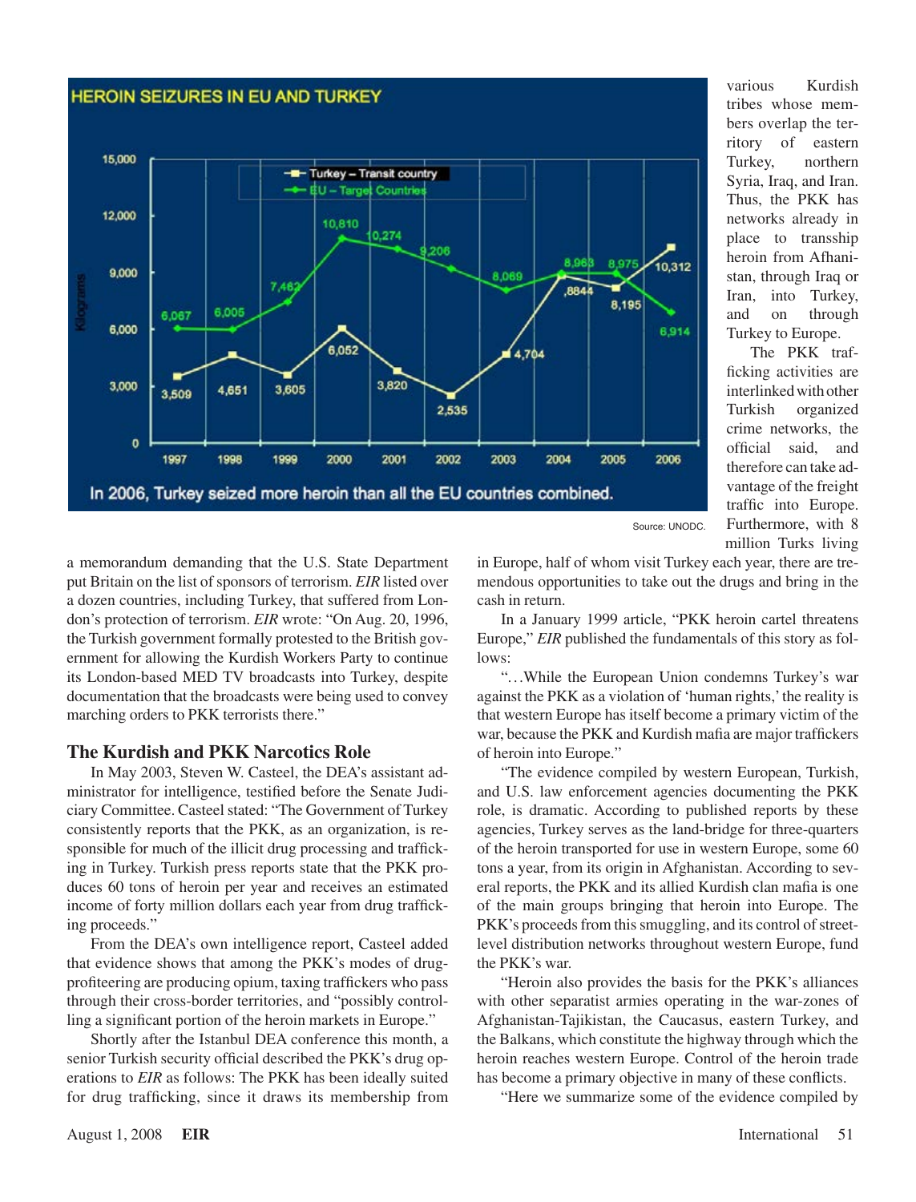**HEROIN SEIZURES IN EU AND TURKEY**

Kilograms

| Year | Turkey – Transit country | EU – Target Countries |
|---|---|---|
| 1997 | 3,509 | 6,067 |
| 1998 | 4,651 | 6,005 |
| 1999 | 3,605 | 7,462 |
| 2000 | 6,052 | 10,810 |
| 2001 | 3,820 | 10,274 |
| 2002 | 2,535 | 9,206 |
| 2003 | 4,704 | 8,069 |
| 2004 | 8844 | 8,963 |
| 2005 | 8,195 | 8,975 |
| 2006 | 10,312 | 6,914 |

In 2006, Turkey seized more heroin than all the EU countries combined.

Source: UNODC.

a memorandum demanding that the U.S. State Department put Britain on the list of sponsors of terrorism. *EIR* listed over a dozen countries, including Turkey, that suffered from London's protection of terrorism. *EIR* wrote: "On Aug. 20, 1996, the Turkish government formally protested to the British government for allowing the Kurdish Workers Party to continue its London-based MED TV broadcasts into Turkey, despite documentation that the broadcasts were being used to convey marching orders to PKK terrorists there."

## The Kurdish and PKK Narcotics Role

In May 2003, Steven W. Casteel, the DEA's assistant administrator for intelligence, testified before the Senate Judiciary Committee. Casteel stated: "The Government of Turkey consistently reports that the PKK, as an organization, is responsible for much of the illicit drug processing and trafficking in Turkey. Turkish press reports state that the PKK produces 60 tons of heroin per year and receives an estimated income of forty million dollars each year from drug trafficking proceeds."

From the DEA's own intelligence report, Casteel added that evidence shows that among the PKK's modes of drug-profiteering are producing opium, taxing traffickers who pass through their cross-border territories, and "possibly controlling a significant portion of the heroin markets in Europe."

Shortly after the Istanbul DEA conference this month, a senior Turkish security official described the PKK's drug operations to *EIR* as follows: The PKK has been ideally suited for drug trafficking, since it draws its membership from various Kurdish tribes whose members overlap the territory of eastern Turkey, northern Syria, Iraq, and Iran. Thus, the PKK has networks already in place to transship heroin from Afhanistan, through Iraq or Iran, into Turkey, and on through Turkey to Europe.

The PKK trafficking activities are interlinked with other Turkish organized crime networks, the official said, and therefore can take advantage of the freight traffic into Europe. Furthermore, with 8 million Turks living in Europe, half of whom visit Turkey each year, there are tremendous opportunities to take out the drugs and bring in the cash in return.

In a January 1999 article, "PKK heroin cartel threatens Europe," *EIR* published the fundamentals of this story as follows:

". . .While the European Union condemns Turkey's war against the PKK as a violation of 'human rights,' the reality is that western Europe has itself become a primary victim of the war, because the PKK and Kurdish mafia are major traffickers of heroin into Europe."

"The evidence compiled by western European, Turkish, and U.S. law enforcement agencies documenting the PKK role, is dramatic. According to published reports by these agencies, Turkey serves as the land-bridge for three-quarters of the heroin transported for use in western Europe, some 60 tons a year, from its origin in Afghanistan. According to several reports, the PKK and its allied Kurdish clan mafia is one of the main groups bringing that heroin into Europe. The PKK's proceeds from this smuggling, and its control of street-level distribution networks throughout western Europe, fund the PKK's war.

"Heroin also provides the basis for the PKK's alliances with other separatist armies operating in the war-zones of Afghanistan-Tajikistan, the Caucasus, eastern Turkey, and the Balkans, which constitute the highway through which the heroin reaches western Europe. Control of the heroin trade has become a primary objective in many of these conflicts.

"Here we summarize some of the evidence compiled by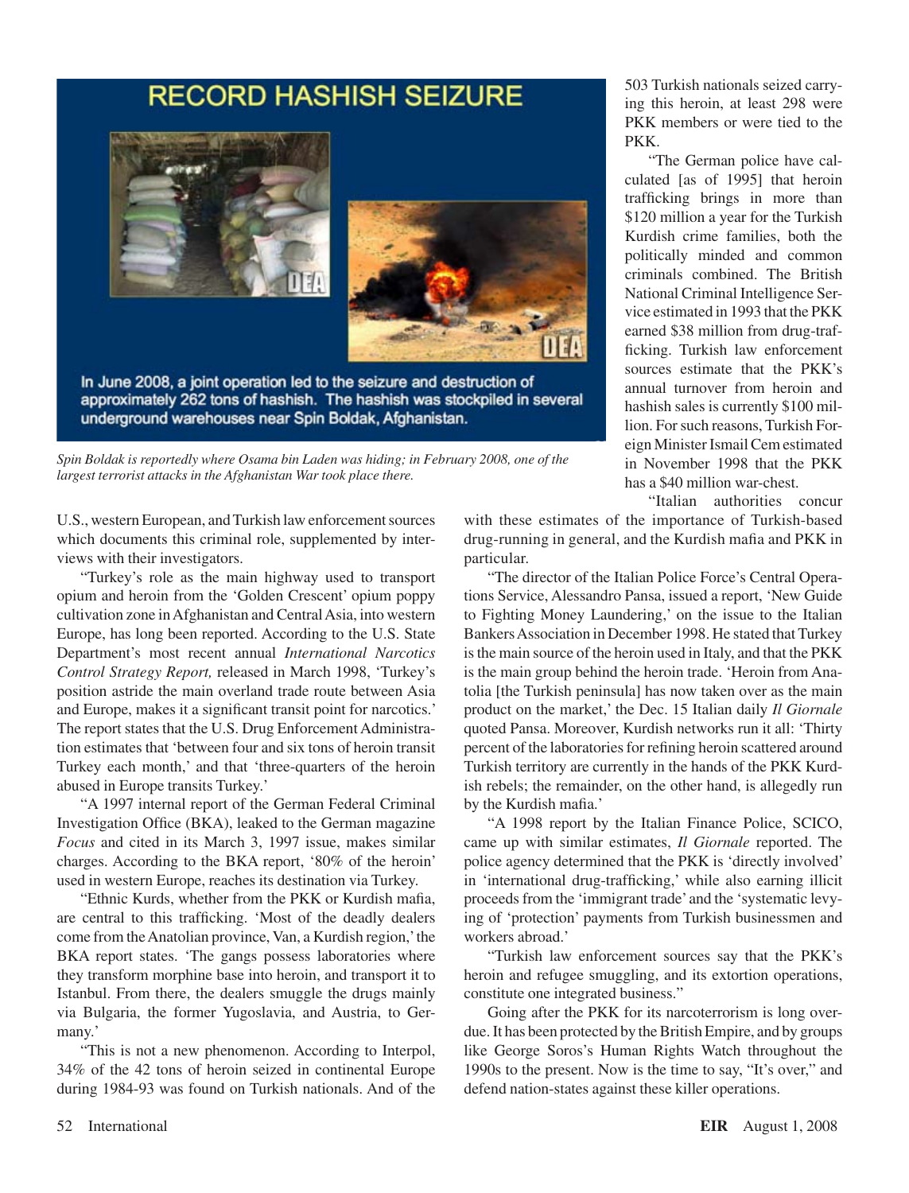RECORD HASHISH SEIZURE

In June 2008, a joint operation led to the seizure and destruction of approximately 262 tons of hashish. The hashish was stockpiled in several underground warehouses near Spin Boldak, Afghanistan.

*Spin Boldak is reportedly where Osama bin Laden was hiding; in February 2008, one of the largest terrorist attacks in the Afghanistan War took place there.*

U.S., western European, and Turkish law enforcement sources which documents this criminal role, supplemented by interviews with their investigators.

"Turkey's role as the main highway used to transport opium and heroin from the 'Golden Crescent' opium poppy cultivation zone in Afghanistan and Central Asia, into western Europe, has long been reported. According to the U.S. State Department's most recent annual *International Narcotics Control Strategy Report,* released in March 1998, 'Turkey's position astride the main overland trade route between Asia and Europe, makes it a significant transit point for narcotics.' The report states that the U.S. Drug Enforcement Administration estimates that 'between four and six tons of heroin transit Turkey each month,' and that 'three-quarters of the heroin abused in Europe transits Turkey.'

"A 1997 internal report of the German Federal Criminal Investigation Office (BKA), leaked to the German magazine *Focus* and cited in its March 3, 1997 issue, makes similar charges. According to the BKA report, '80% of the heroin' used in western Europe, reaches its destination via Turkey.

"Ethnic Kurds, whether from the PKK or Kurdish mafia, are central to this trafficking. 'Most of the deadly dealers come from the Anatolian province, Van, a Kurdish region,' the BKA report states. 'The gangs possess laboratories where they transform morphine base into heroin, and transport it to Istanbul. From there, the dealers smuggle the drugs mainly via Bulgaria, the former Yugoslavia, and Austria, to Germany.'

"This is not a new phenomenon. According to Interpol, 34% of the 42 tons of heroin seized in continental Europe during 1984-93 was found on Turkish nationals. And of the 503 Turkish nationals seized carrying this heroin, at least 298 were PKK members or were tied to the PKK.

"The German police have calculated [as of 1995] that heroin trafficking brings in more than \$120 million a year for the Turkish Kurdish crime families, both the politically minded and common criminals combined. The British National Criminal Intelligence Service estimated in 1993 that the PKK earned \$38 million from drug-trafficking. Turkish law enforcement sources estimate that the PKK's annual turnover from heroin and hashish sales is currently \$100 million. For such reasons, Turkish Foreign Minister Ismail Cem estimated in November 1998 that the PKK has a \$40 million war-chest.

"Italian authorities concur with these estimates of the importance of Turkish-based drug-running in general, and the Kurdish mafia and PKK in particular.

"The director of the Italian Police Force's Central Operations Service, Alessandro Pansa, issued a report, 'New Guide to Fighting Money Laundering,' on the issue to the Italian Bankers Association in December 1998. He stated that Turkey is the main source of the heroin used in Italy, and that the PKK is the main group behind the heroin trade. 'Heroin from Anatolia [the Turkish peninsula] has now taken over as the main product on the market,' the Dec. 15 Italian daily *Il Giornale* quoted Pansa. Moreover, Kurdish networks run it all: 'Thirty percent of the laboratories for refining heroin scattered around Turkish territory are currently in the hands of the PKK Kurdish rebels; the remainder, on the other hand, is allegedly run by the Kurdish mafia.'

"A 1998 report by the Italian Finance Police, SCICO, came up with similar estimates, *Il Giornale* reported. The police agency determined that the PKK is 'directly involved' in 'international drug-trafficking,' while also earning illicit proceeds from the 'immigrant trade' and the 'systematic levying of 'protection' payments from Turkish businessmen and workers abroad.'

"Turkish law enforcement sources say that the PKK's heroin and refugee smuggling, and its extortion operations, constitute one integrated business."

Going after the PKK for its narcoterrorism is long overdue. It has been protected by the British Empire, and by groups like George Soros's Human Rights Watch throughout the 1990s to the present. Now is the time to say, "It's over," and defend nation-states against these killer operations.